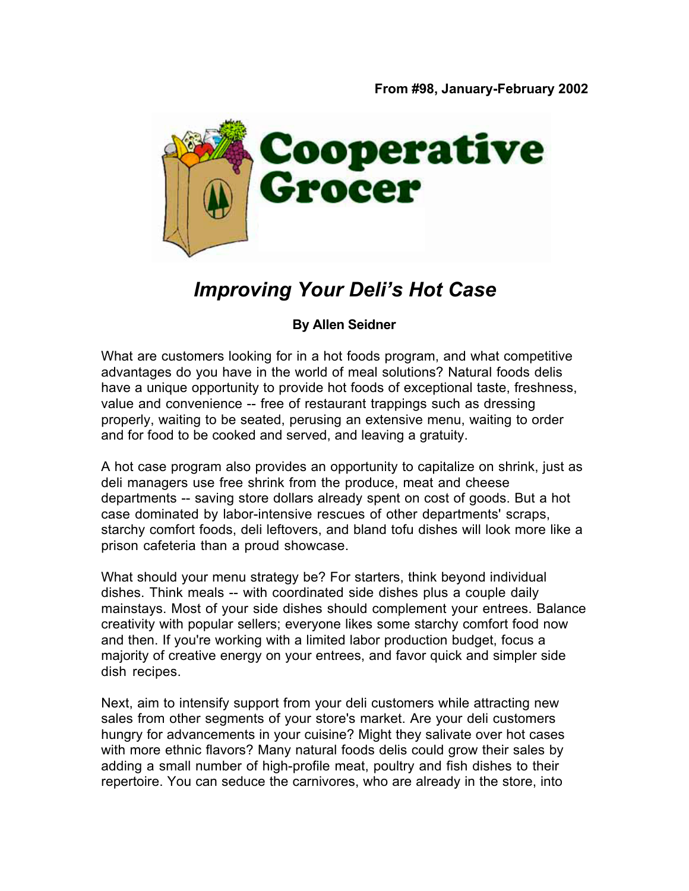From #98, January-February 2002

# Cooperative Grocer

## *Improving Your Deli's Hot Case*

**By Allen Seidner**

What are customers looking for in a hot foods program, and what competitive advantages do you have in the world of meal solutions? Natural foods delis have a unique opportunity to provide hot foods of exceptional taste, freshness, value and convenience -- free of restaurant trappings such as dressing properly, waiting to be seated, perusing an extensive menu, waiting to order and for food to be cooked and served, and leaving a gratuity.

A hot case program also provides an opportunity to capitalize on shrink, just as deli managers use free shrink from the produce, meat and cheese departments -- saving store dollars already spent on cost of goods. But a hot case dominated by labor-intensive rescues of other departments' scraps, starchy comfort foods, deli leftovers, and bland tofu dishes will look more like a prison cafeteria than a proud showcase.

What should your menu strategy be? For starters, think beyond individual dishes. Think meals -- with coordinated side dishes plus a couple daily mainstays. Most of your side dishes should complement your entrees. Balance creativity with popular sellers; everyone likes some starchy comfort food now and then. If you're working with a limited labor production budget, focus a majority of creative energy on your entrees, and favor quick and simpler side dish recipes.

Next, aim to intensify support from your deli customers while attracting new sales from other segments of your store's market. Are your deli customers hungry for advancements in your cuisine? Might they salivate over hot cases with more ethnic flavors? Many natural foods delis could grow their sales by adding a small number of high-profile meat, poultry and fish dishes to their repertoire. You can seduce the carnivores, who are already in the store, into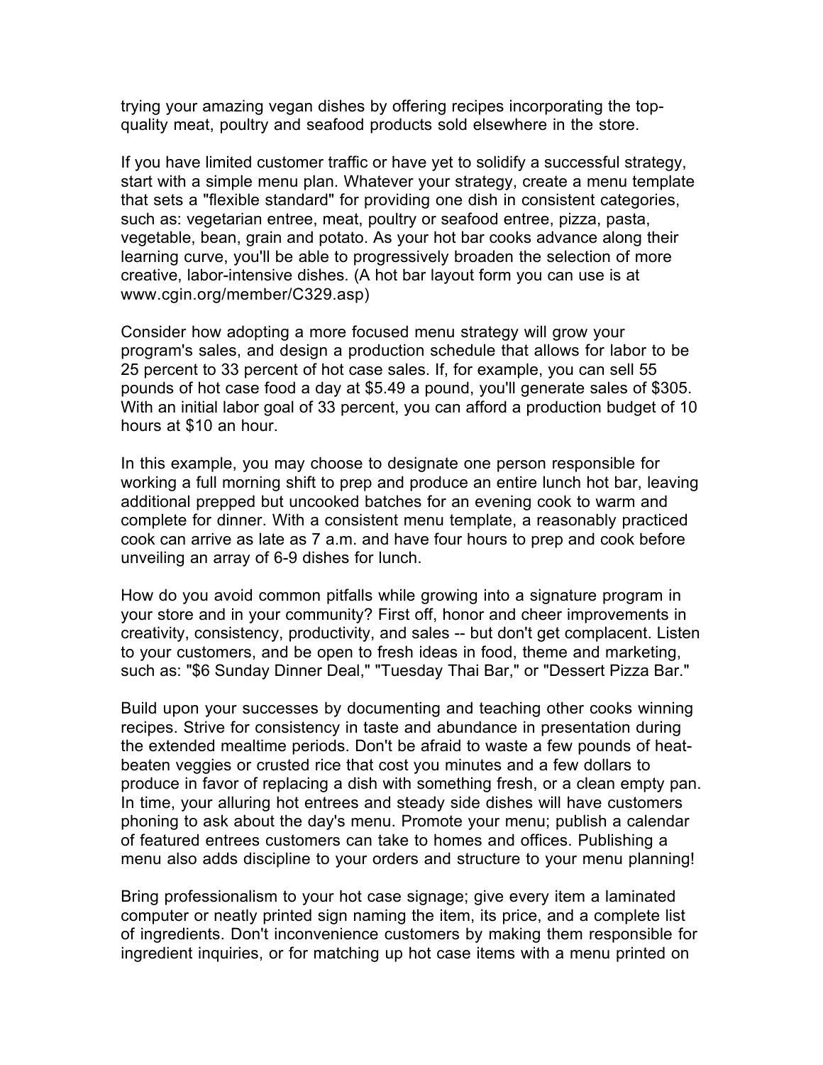trying your amazing vegan dishes by offering recipes incorporating the top-quality meat, poultry and seafood products sold elsewhere in the store.

If you have limited customer traffic or have yet to solidify a successful strategy, start with a simple menu plan. Whatever your strategy, create a menu template that sets a "flexible standard" for providing one dish in consistent categories, such as: vegetarian entree, meat, poultry or seafood entree, pizza, pasta, vegetable, bean, grain and potato. As your hot bar cooks advance along their learning curve, you'll be able to progressively broaden the selection of more creative, labor-intensive dishes. (A hot bar layout form you can use is at www.cgin.org/member/C329.asp)

Consider how adopting a more focused menu strategy will grow your program's sales, and design a production schedule that allows for labor to be 25 percent to 33 percent of hot case sales. If, for example, you can sell 55 pounds of hot case food a day at $5.49 a pound, you'll generate sales of $305. With an initial labor goal of 33 percent, you can afford a production budget of 10 hours at $10 an hour.

In this example, you may choose to designate one person responsible for working a full morning shift to prep and produce an entire lunch hot bar, leaving additional prepped but uncooked batches for an evening cook to warm and complete for dinner. With a consistent menu template, a reasonably practiced cook can arrive as late as 7 a.m. and have four hours to prep and cook before unveiling an array of 6-9 dishes for lunch.

How do you avoid common pitfalls while growing into a signature program in your store and in your community? First off, honor and cheer improvements in creativity, consistency, productivity, and sales -- but don't get complacent. Listen to your customers, and be open to fresh ideas in food, theme and marketing, such as: "$6 Sunday Dinner Deal," "Tuesday Thai Bar," or "Dessert Pizza Bar."

Build upon your successes by documenting and teaching other cooks winning recipes. Strive for consistency in taste and abundance in presentation during the extended mealtime periods. Don't be afraid to waste a few pounds of heat-beaten veggies or crusted rice that cost you minutes and a few dollars to produce in favor of replacing a dish with something fresh, or a clean empty pan. In time, your alluring hot entrees and steady side dishes will have customers phoning to ask about the day's menu. Promote your menu; publish a calendar of featured entrees customers can take to homes and offices. Publishing a menu also adds discipline to your orders and structure to your menu planning!

Bring professionalism to your hot case signage; give every item a laminated computer or neatly printed sign naming the item, its price, and a complete list of ingredients. Don't inconvenience customers by making them responsible for ingredient inquiries, or for matching up hot case items with a menu printed on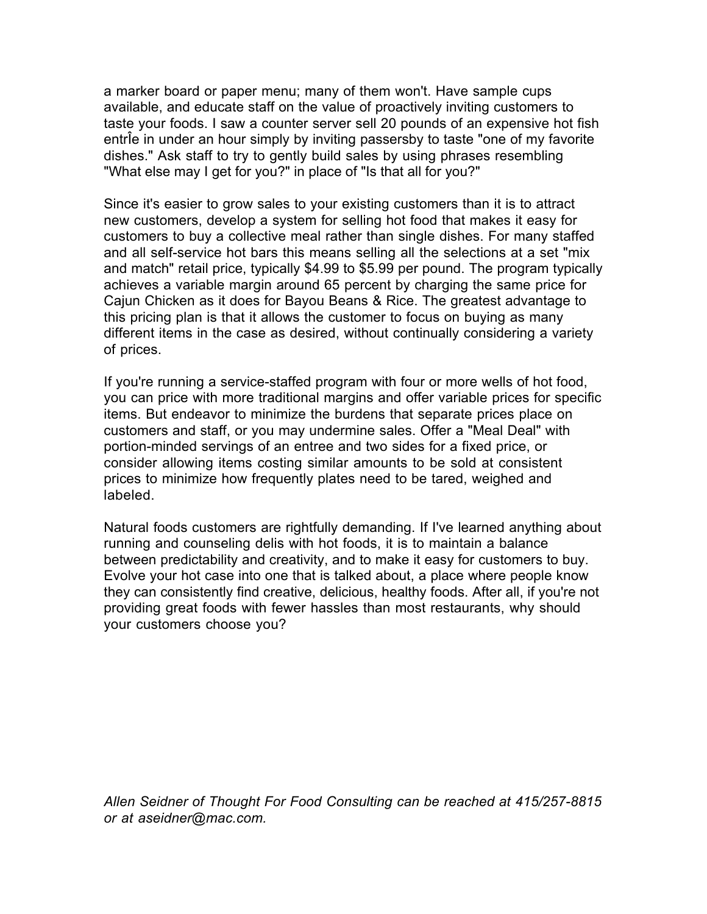a marker board or paper menu; many of them won't. Have sample cups available, and educate staff on the value of proactively inviting customers to taste your foods. I saw a counter server sell 20 pounds of an expensive hot fish entrÎe in under an hour simply by inviting passersby to taste "one of my favorite dishes." Ask staff to try to gently build sales by using phrases resembling "What else may I get for you?" in place of "Is that all for you?"

Since it's easier to grow sales to your existing customers than it is to attract new customers, develop a system for selling hot food that makes it easy for customers to buy a collective meal rather than single dishes. For many staffed and all self-service hot bars this means selling all the selections at a set "mix and match" retail price, typically $4.99 to $5.99 per pound. The program typically achieves a variable margin around 65 percent by charging the same price for Cajun Chicken as it does for Bayou Beans & Rice. The greatest advantage to this pricing plan is that it allows the customer to focus on buying as many different items in the case as desired, without continually considering a variety of prices.

If you're running a service-staffed program with four or more wells of hot food, you can price with more traditional margins and offer variable prices for specific items. But endeavor to minimize the burdens that separate prices place on customers and staff, or you may undermine sales. Offer a "Meal Deal" with portion-minded servings of an entree and two sides for a fixed price, or consider allowing items costing similar amounts to be sold at consistent prices to minimize how frequently plates need to be tared, weighed and labeled.

Natural foods customers are rightfully demanding. If I've learned anything about running and counseling delis with hot foods, it is to maintain a balance between predictability and creativity, and to make it easy for customers to buy. Evolve your hot case into one that is talked about, a place where people know they can consistently find creative, delicious, healthy foods. After all, if you're not providing great foods with fewer hassles than most restaurants, why should your customers choose you?

*Allen Seidner of Thought For Food Consulting can be reached at 415/257-8815 or at aseidner@mac.com.*